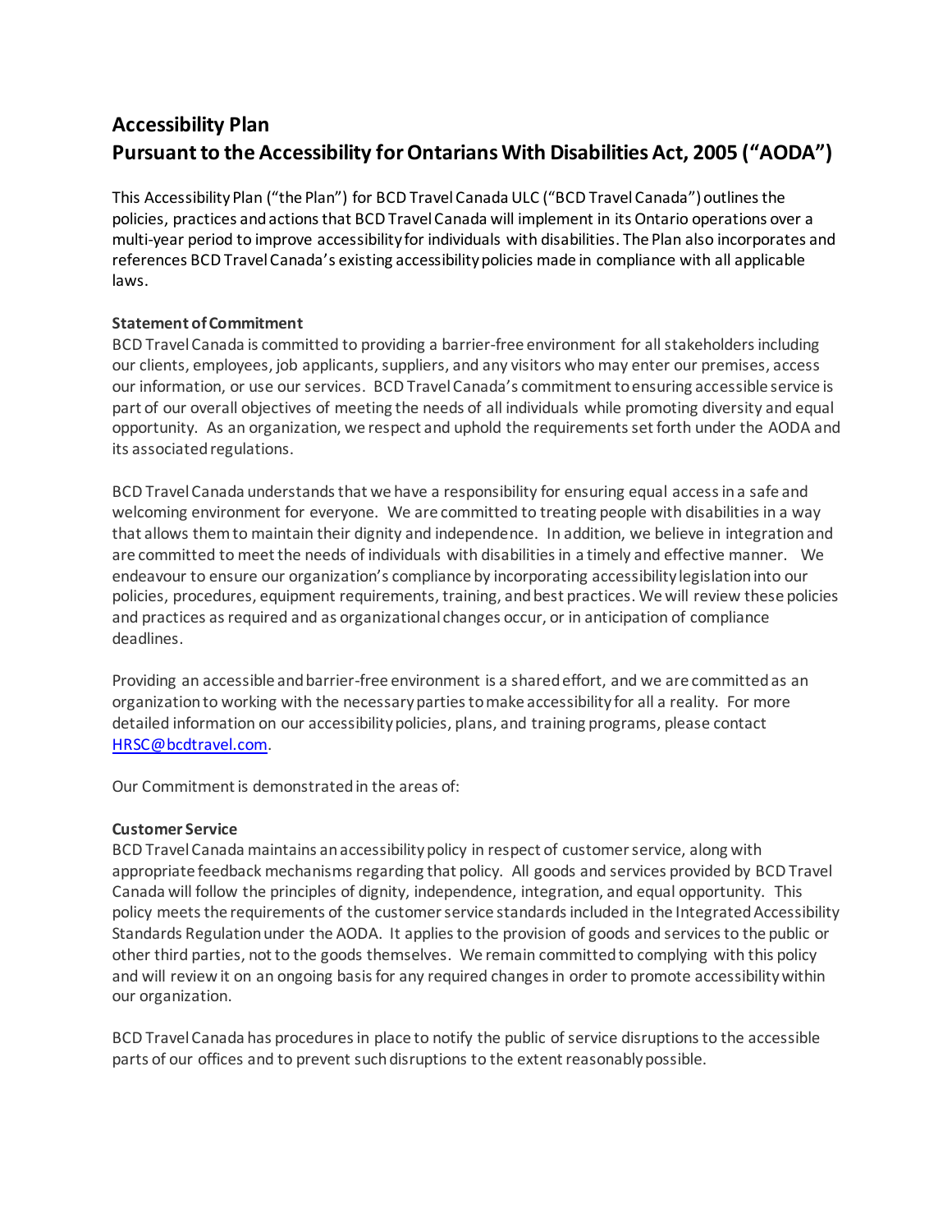# Accessibility Plan
# Pursuant to the Accessibility for Ontarians With Disabilities Act, 2005 ("AODA")

This Accessibility Plan ("the Plan") for BCD Travel Canada ULC ("BCD Travel Canada") outlines the policies, practices and actions that BCD Travel Canada will implement in its Ontario operations over a multi-year period to improve accessibility for individuals with disabilities. The Plan also incorporates and references BCD Travel Canada's existing accessibility policies made in compliance with all applicable laws.

**Statement of Commitment**

BCD Travel Canada is committed to providing a barrier-free environment for all stakeholders including our clients, employees, job applicants, suppliers, and any visitors who may enter our premises, access our information, or use our services. BCD Travel Canada's commitment to ensuring accessible service is part of our overall objectives of meeting the needs of all individuals while promoting diversity and equal opportunity. As an organization, we respect and uphold the requirements set forth under the AODA and its associated regulations.

BCD Travel Canada understands that we have a responsibility for ensuring equal access in a safe and welcoming environment for everyone. We are committed to treating people with disabilities in a way that allows them to maintain their dignity and independence. In addition, we believe in integration and are committed to meet the needs of individuals with disabilities in a timely and effective manner. We endeavour to ensure our organization's compliance by incorporating accessibility legislation into our policies, procedures, equipment requirements, training, and best practices. We will review these policies and practices as required and as organizational changes occur, or in anticipation of compliance deadlines.

Providing an accessible and barrier-free environment is a shared effort, and we are committed as an organization to working with the necessary parties to make accessibility for all a reality. For more detailed information on our accessibility policies, plans, and training programs, please contact HRSC@bcdtravel.com.

Our Commitment is demonstrated in the areas of:

**Customer Service**

BCD Travel Canada maintains an accessibility policy in respect of customer service, along with appropriate feedback mechanisms regarding that policy. All goods and services provided by BCD Travel Canada will follow the principles of dignity, independence, integration, and equal opportunity. This policy meets the requirements of the customer service standards included in the Integrated Accessibility Standards Regulation under the AODA. It applies to the provision of goods and services to the public or other third parties, not to the goods themselves. We remain committed to complying with this policy and will review it on an ongoing basis for any required changes in order to promote accessibility within our organization.

BCD Travel Canada has procedures in place to notify the public of service disruptions to the accessible parts of our offices and to prevent such disruptions to the extent reasonably possible.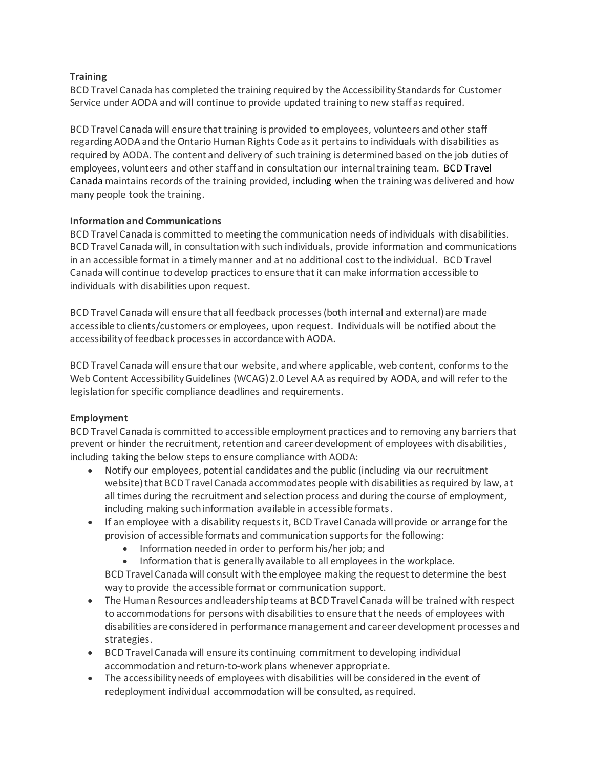**Training**
BCD Travel Canada has completed the training required by the Accessibility Standards for Customer Service under AODA and will continue to provide updated training to new staff as required.

BCD Travel Canada will ensure that training is provided to employees, volunteers and other staff regarding AODA and the Ontario Human Rights Code as it pertains to individuals with disabilities as required by AODA. The content and delivery of such training is determined based on the job duties of employees, volunteers and other staff and in consultation our internal training team. BCD Travel Canada maintains records of the training provided, including when the training was delivered and how many people took the training.

**Information and Communications**
BCD Travel Canada is committed to meeting the communication needs of individuals with disabilities. BCD Travel Canada will, in consultation with such individuals, provide information and communications in an accessible format in a timely manner and at no additional cost to the individual. BCD Travel Canada will continue to develop practices to ensure that it can make information accessible to individuals with disabilities upon request.

BCD Travel Canada will ensure that all feedback processes (both internal and external) are made accessible to clients/customers or employees, upon request. Individuals will be notified about the accessibility of feedback processes in accordance with AODA.

BCD Travel Canada will ensure that our website, and where applicable, web content, conforms to the Web Content Accessibility Guidelines (WCAG) 2.0 Level AA as required by AODA, and will refer to the legislation for specific compliance deadlines and requirements.

**Employment**
BCD Travel Canada is committed to accessible employment practices and to removing any barriers that prevent or hinder the recruitment, retention and career development of employees with disabilities, including taking the below steps to ensure compliance with AODA:

- Notify our employees, potential candidates and the public (including via our recruitment website) that BCD Travel Canada accommodates people with disabilities as required by law, at all times during the recruitment and selection process and during the course of employment, including making such information available in accessible formats.
- If an employee with a disability requests it, BCD Travel Canada will provide or arrange for the provision of accessible formats and communication supports for the following:
    - Information needed in order to perform his/her job; and
    - Information that is generally available to all employees in the workplace.

  BCD Travel Canada will consult with the employee making the request to determine the best way to provide the accessible format or communication support.
- The Human Resources and leadership teams at BCD Travel Canada will be trained with respect to accommodations for persons with disabilities to ensure that the needs of employees with disabilities are considered in performance management and career development processes and strategies.
- BCD Travel Canada will ensure its continuing commitment to developing individual accommodation and return-to-work plans whenever appropriate.
- The accessibility needs of employees with disabilities will be considered in the event of redeployment individual accommodation will be consulted, as required.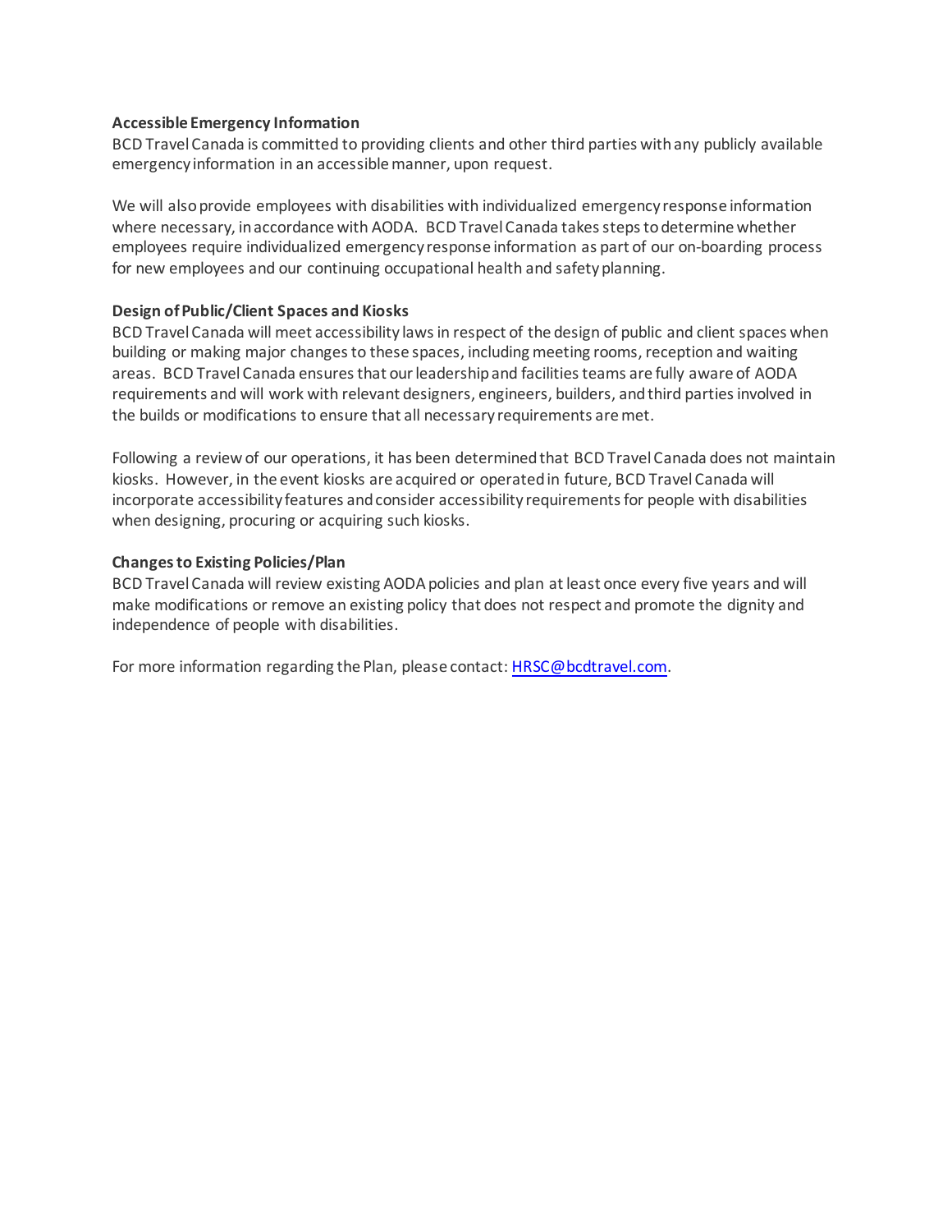**Accessible Emergency Information**

BCD Travel Canada is committed to providing clients and other third parties with any publicly available emergency information in an accessible manner, upon request.

We will also provide employees with disabilities with individualized emergency response information where necessary, in accordance with AODA. BCD Travel Canada takes steps to determine whether employees require individualized emergency response information as part of our on-boarding process for new employees and our continuing occupational health and safety planning.

**Design of Public/Client Spaces and Kiosks**

BCD Travel Canada will meet accessibility laws in respect of the design of public and client spaces when building or making major changes to these spaces, including meeting rooms, reception and waiting areas. BCD Travel Canada ensures that our leadership and facilities teams are fully aware of AODA requirements and will work with relevant designers, engineers, builders, and third parties involved in the builds or modifications to ensure that all necessary requirements are met.

Following a review of our operations, it has been determined that BCD Travel Canada does not maintain kiosks. However, in the event kiosks are acquired or operated in future, BCD Travel Canada will incorporate accessibility features and consider accessibility requirements for people with disabilities when designing, procuring or acquiring such kiosks.

**Changes to Existing Policies/Plan**

BCD Travel Canada will review existing AODA policies and plan at least once every five years and will make modifications or remove an existing policy that does not respect and promote the dignity and independence of people with disabilities.

For more information regarding the Plan, please contact: HRSC@bcdtravel.com.